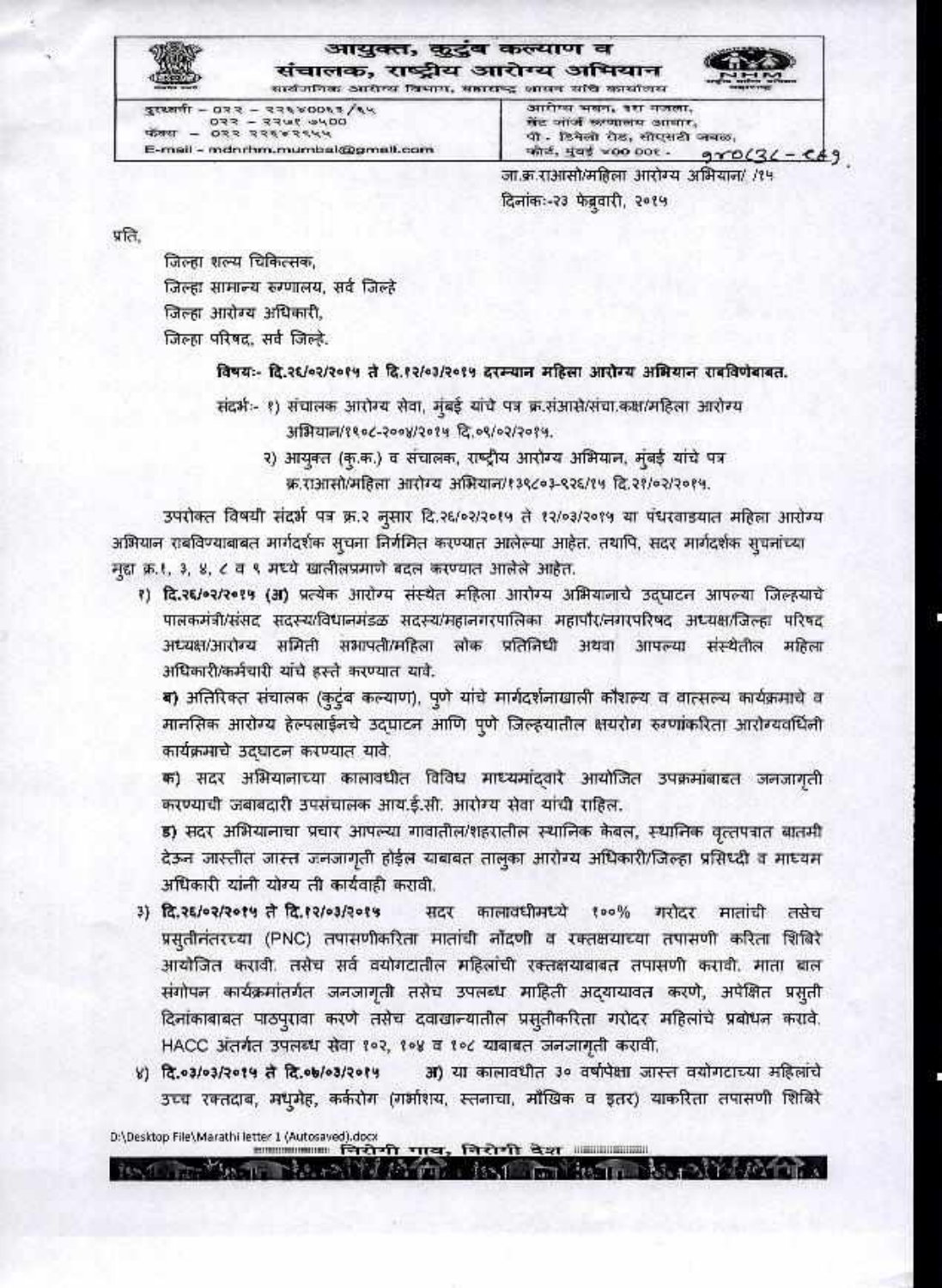# आयुक्त, कुटुंब कल्याण व संचालक, राष्ट्रीय आरोग्य अभियान

सार्वजनिक आरोग्य विभाग, महाराष्ट्र शासन यांचे कार्यालय

दुरध्वनी – ०२२ – २२६४००६३/६५
०२२ – २२७९ ७५००
फॅक्स – ०२२ २२६४२६६५
E-mail - mdnrhm.mumbai@gmail.com

आरोग्य भवन, ३रा मजला,
सेंट जॉर्ज रुग्णालय आवार,
पी - डिमेलो रोड, सीएसटी जवळ,
फोर्ट, मुंबई ४०० ००१ - ९४०(३८ – ८६९

जा.क्र.राआसो/महिला आरोग्य अभियान/ /१५
दिनांकः-२३ फेब्रुवारी, २०१५

प्रति,

जिल्हा शल्य चिकित्सक,
जिल्हा सामान्य रुग्णालय, सर्व जिल्हे
जिल्हा आरोग्य अधिकारी,
जिल्हा परिषद, सर्व जिल्हे.

**विषयः- दि.२६/०२/२०१५ ते दि.१२/०३/२०१५ दरम्यान महिला आरोग्य अभियान राबविणेबाबत.**

संदर्भ:- १) संचालक आरोग्य सेवा, मुंबई यांचे पत्र क्र.संआसे/संचा.कक्ष/महिला आरोग्य अभियान/११०८-२००४/२०१५ दि.०९/०२/२०१५.

२) आयुक्त (कु.क.) व संचालक, राष्ट्रीय आरोग्य अभियान, मुंबई यांचे पत्र क्र.राआसो/महिला आरोग्य अभियान/१३९८०३-९२६/१५ दि.२१/०२/२०१५.

उपरोक्त विषयी संदर्भ पत्र क्र.२ नुसार दि.२६/०२/२०१५ ते १२/०३/२०१५ या पंधरवाड्यात महिला आरोग्य अभियान राबविण्याबाबत मार्गदर्शक सुचना निर्गमित करण्यात आलेल्या आहेत. तथापि, सदर मार्गदर्शक सुचनांच्या मुद्दा क्र.१, ३, ४, ८ व ९ मध्ये खालीलप्रमाणे बदल करण्यात आलेले आहेत.

१) **दि.२६/०२/२०१५ (अ)** प्रत्येक आरोग्य संस्थेत महिला आरोग्य अभियानाचे उद्घाटन आपल्या जिल्ह्याचे पालकमंत्री/संसद सदस्य/विधानमंडळ सदस्य/महानगरपालिका महापौर/नगरपरिषद अध्यक्ष/जिल्हा परिषद अध्यक्ष/आरोग्य समिती सभापती/महिला लोक प्रतिनिधी अथवा आपल्या संस्थेतील महिला अधिकारी/कर्मचारी यांचे हस्ते करण्यात यावे.

**ब)** अतिरिक्त संचालक (कुटुंब कल्याण), पुणे यांचे मार्गदर्शनाखाली कौशल्य व वात्सल्य कार्यक्रमाचे व मानसिक आरोग्य हेल्पलाईनचे उद्घाटन आणि पुणे जिल्ह्यातील क्षयरोग रुग्णांकरिता आरोग्यवर्धिनी कार्यक्रमाचे उद्घाटन करण्यात यावे.

**क)** सदर अभियानाच्या कालावधीत विविध माध्यमांद्वारे आयोजित उपक्रमांबाबत जनजागृती करण्याची जबाबदारी उपसंचालक आय.ई.सी. आरोग्य सेवा यांची राहिल.

**ड)** सदर अभियानाचा प्रचार आपल्या गावातील/शहरातील स्थानिक केबल, स्थानिक वृत्तपत्रात बातमी देऊन जास्तीत जास्त जनजागृती होईल याबाबत तालुका आरोग्य अधिकारी/जिल्हा प्रसिध्दी व माध्यम अधिकारी यांनी योग्य ती कार्यवाही करावी.

३) **दि.२६/०२/२०१५ ते दि.१२/०३/२०१५** सदर कालावधीमध्ये १००% गरोदर मातांची तसेच प्रसुतीनंतरच्या (PNC) तपासणीकरिता मातांची नोंदणी व रक्तक्षयाच्या तपासणी करिता शिबिरे आयोजित करावी. तसेच सर्व वयोगटातील महिलांची रक्तक्षयाबाबत तपासणी करावी. माता बाल संगोपन कार्यक्रमांतर्गत जनजागृती तसेच उपलब्ध माहिती अद्यायावत करणे, अपेक्षित प्रसुती दिनांकाबाबत पाठपुरावा करणे तसेच दवाखान्यातील प्रसुतीकरिता गरोदर महिलांचे प्रबोधन करावे. HACC अंतर्गत उपलब्ध सेवा १०२, १०४ व १०८ याबाबत जनजागृती करावी.

४) **दि.०३/०३/२०१५ ते दि.०७/०३/२०१५** **अ)** या कालावधीत ३० वर्षापेक्षा जास्त वयोगटाच्या महिलांचे उच्च रक्तदाब, मधुमेह, कर्करोग (गर्भाशय, स्तनाचा, मौखिक व इतर) याकरिता तपासणी शिबिरे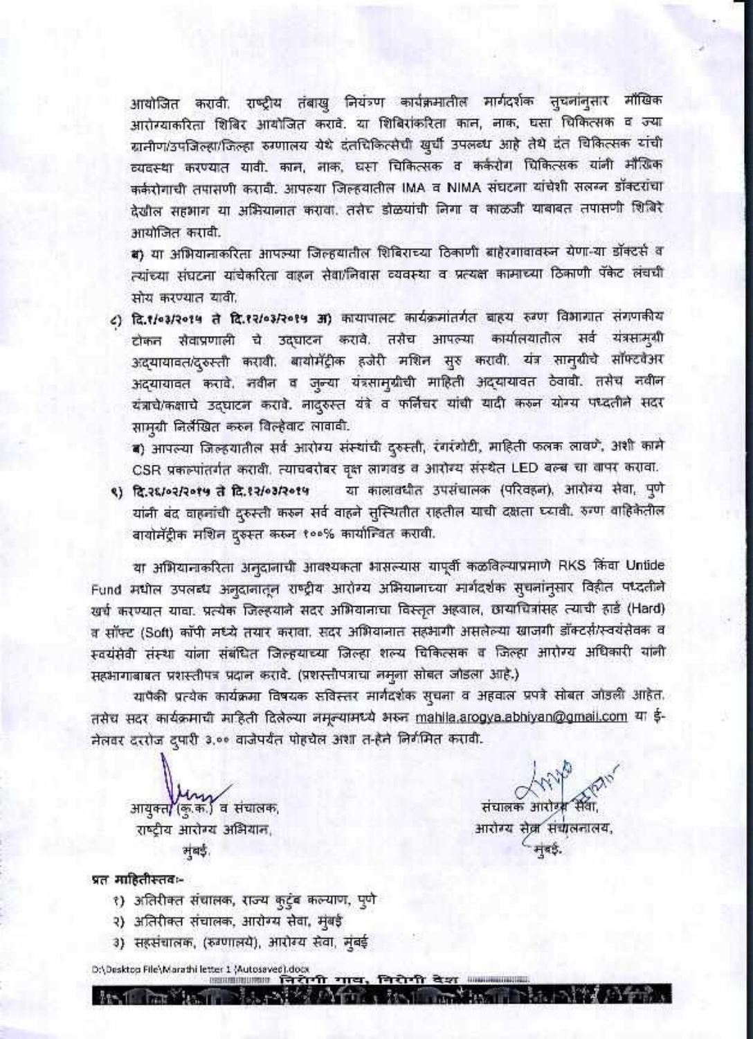आयोजित करावी. राष्ट्रीय तंबाखु नियंत्रण कार्यक्रमातील मार्गदर्शक सुचनांनुसार मौखिक आरोग्याकरिता शिबिर आयोजित करावे. या शिबिरांकरिता कान, नाक, घसा चिकित्सक व ज्या ग्रामीण/उपजिल्हा/जिल्हा रुग्णालय येथे दंतचिकित्सेची खुर्ची उपलब्ध आहे तेथे दंत चिकित्सक यांची व्यवस्था करण्यात यावी. कान, नाक, घसा चिकित्सक व कर्करोग चिकित्सक यांनी मौखिक कर्करोगाची तपासणी करावी. आपल्या जिल्हयातील IMA व NIMA संघटना यांचेशी सलग्न डॉक्टरांचा देखील सहभाग या अभियानात करावा. तसेच डोळयांची निगा व काळजी याबाबत तपासणी शिबिरे आयोजित करावी.

ब) या अभियानाकरिता आपल्या जिल्हयातील शिबिराच्या ठिकाणी बाहेरगावावरुन येणा-या डॉक्टर्स व त्यांच्या संघटना यांचेकरिता वाहन सेवा/निवास व्यवस्था व प्रत्यक्ष कामाच्या ठिकाणी पॅकेट लंचची सोय करण्यात यावी.

८) दि.१/०३/२०१५ ते दि.१२/०३/२०१५ अ) कायापालट कार्यक्रमांतर्गत बाहय रुग्ण विभागात संगणकीय टोकन सेवाप्रणाली चे उद्घाटन करावे. तसेच आपल्या कार्यालयातील सर्व यंत्रसामुग्री अद्यायावत/दुरुस्ती करावी. बायोमॅट्रीक हजेरी मशिन सुरु करावी. यंत्र सामुग्रीचे सॉफ्टवेअर अद्यायावत करावे. नवीन व जुन्या यंत्रसामुग्रीची माहिती अद्यायावत ठेवावी. तसेच नवीन यंत्राचे/कक्षाचे उद्घाटन करावे. नादुरुस्त यंत्रे व फर्निचर यांची यादी करुन योग्य पध्दतीने सदर सामुग्री निर्लेखित करुन विल्हेवाट लावावी.

ब) आपल्या जिल्हयातील सर्व आरोग्य संस्थांची दुरुस्ती, रंगरंगोटी, माहिती फलक लावणे, अशी कामे CSR प्रकल्पांतर्गत करावी. त्याचबरोबर वृक्ष लागवड व आरोग्य संस्थेत LED बल्ब चा वापर करावा.

९) दि.२६/०२/२०१५ ते दि.१२/०३/२०१५ या कालावधीत उपसंचालक (परिवहन), आरोग्य सेवा, पुणे यांनी बंद वाहनांची दुरुस्ती करुन सर्व वाहने सुस्थितीत राहतील याची दक्षता घ्यावी. रुग्ण वाहिकेतील बायोमॅट्रीक मशिन दुरुस्त करुन १००% कार्यान्वित करावी.

या अभियानाकरिता अनुदानाची आवश्यकता भासल्यास यापूर्वी कळविल्याप्रमाणे RKS किंवा Untide Fund मधील उपलब्ध अनुदानातून राष्ट्रीय आरोग्य अभियानाच्या मार्गदर्शक सुचनांनुसार विहीत पध्दतीने खर्च करण्यात यावा. प्रत्येक जिल्हयाने सदर अभियानाचा विस्तृत अहवाल, छायाचित्रांसह त्याची हार्ड (Hard) व सॉफ्ट (Soft) कॉपी मध्ये तयार करावा. सदर अभियानात सहभागी असलेल्या खाजगी डॉक्टर्स/स्वयंसेवक व स्वयंसेवी संस्था यांना संबंधित जिल्हयाच्या जिल्हा शल्य चिकित्सक व जिल्हा आरोग्य अधिकारी यांनी सहभागाबाबत प्रशस्तीपत्र प्रदान करावे. (प्रशस्तीपत्राचा नमुना सोबत जोडला आहे.)

यापैकी प्रत्येक कार्यक्रमा विषयक सविस्तर मार्गदर्शक सुचना व अहवाल प्रपत्रे सोबत जोडली आहेत. तसेच सदर कार्यक्रमाची माहिती दिलेल्या नमून्यामध्ये भरुन mahila.arogya.abhiyan@gmail.com या ई-मेलवर दररोज दुपारी ३.०० वाजेपर्यंत पोहचेल अशा त-हेने निर्गमित करावी.

आयुक्त (कु.क.) व संचालक,
राष्ट्रीय आरोग्य अभियान,
मुंबई.

संचालक आरोग्य सेवा,
आरोग्य सेवा संचालनालय,
मुंबई.

**प्रत माहितीस्तव:-**

१) अतिरीक्त संचालक, राज्य कुटुंब कल्याण, पुणे
२) अतिरीक्त संचालक, आरोग्य सेवा, मुंबई
३) सहसंचालक, (रुग्णालये), आरोग्य सेवा, मुंबई

D:\Desktop File\Marathi letter 1 (Autosaved).docx

निरोगी गाव, निरोगी देश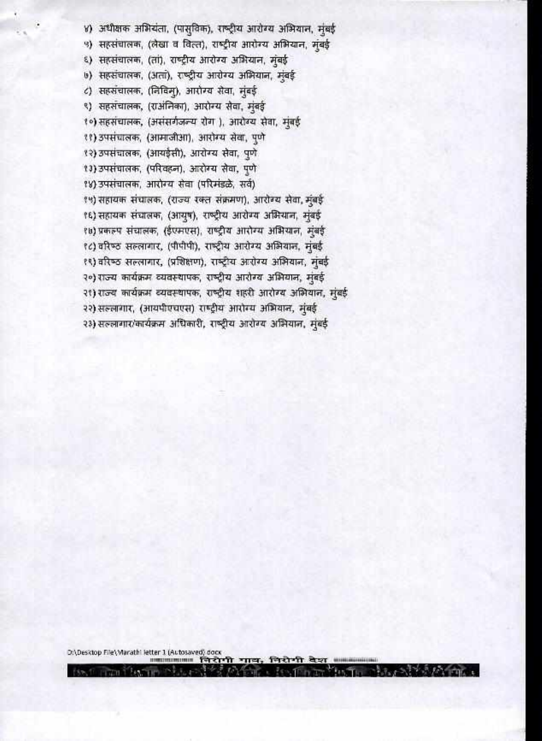४) अधीक्षक अभियंता, (पासुविक), राष्ट्रीय आरोग्य अभियान, मुंबई
५) सहसंचालक, (लेखा व वित्त), राष्ट्रीय आरोग्य अभियान, मुंबई
६) सहसंचालक, (तां), राष्ट्रीय आरोग्य अभियान, मुंबई
७) सहसंचालक, (अता), राष्ट्रीय आरोग्य अभियान, मुंबई
८) सहसंचालक, (निविमु), आरोग्य सेवा, मुंबई
९) सहसंचालक, (राअंनिका), आरोग्य सेवा, मुंबई
१०) सहसंचालक, (असंसर्गजन्य रोग ), आरोग्य सेवा, मुंबई
११) उपसंचालक, (आमाजीआ), आरोग्य सेवा, पुणे
१२) उपसंचालक, (आयईसी), आरोग्य सेवा, पुणे
१३) उपसंचालक, (परिवहन), आरोग्य सेवा, पुणे
१४) उपसंचालक, आरोग्य सेवा (परिमंडळे, सर्व)
१५) सहायक संचालक, (राज्य रक्त संक्रमण), आरोग्य सेवा, मुंबई
१६) सहायक संचालक, (आयुष), राष्ट्रीय आरोग्य अभियान, मुंबई
१७) प्रकल्प संचालक, (ईएमएस), राष्ट्रीय आरोग्य अभियान, मुंबई
१८) वरिष्ठ सल्लागार, (पीपीपी), राष्ट्रीय आरोग्य अभियान, मुंबई
१९) वरिष्ठ सल्लागार, (प्रशिक्षण), राष्ट्रीय आरोग्य अभियान, मुंबई
२०) राज्य कार्यक्रम व्यवस्थापक, राष्ट्रीय आरोग्य अभियान, मुंबई
२१) राज्य कार्यक्रम व्यवस्थापक, राष्ट्रीय शहरी आरोग्य अभियान, मुंबई
२२) सल्लागार, (आयपीएचएस) राष्ट्रीय आरोग्य अभियान, मुंबई
२३) सल्लागार/कार्यक्रम अधिकारी, राष्ट्रीय आरोग्य अभियान, मुंबई

D:\Desktop File\Marathi letter 1 (Autosaved).docx

निरोगी गाव, निरोगी देश